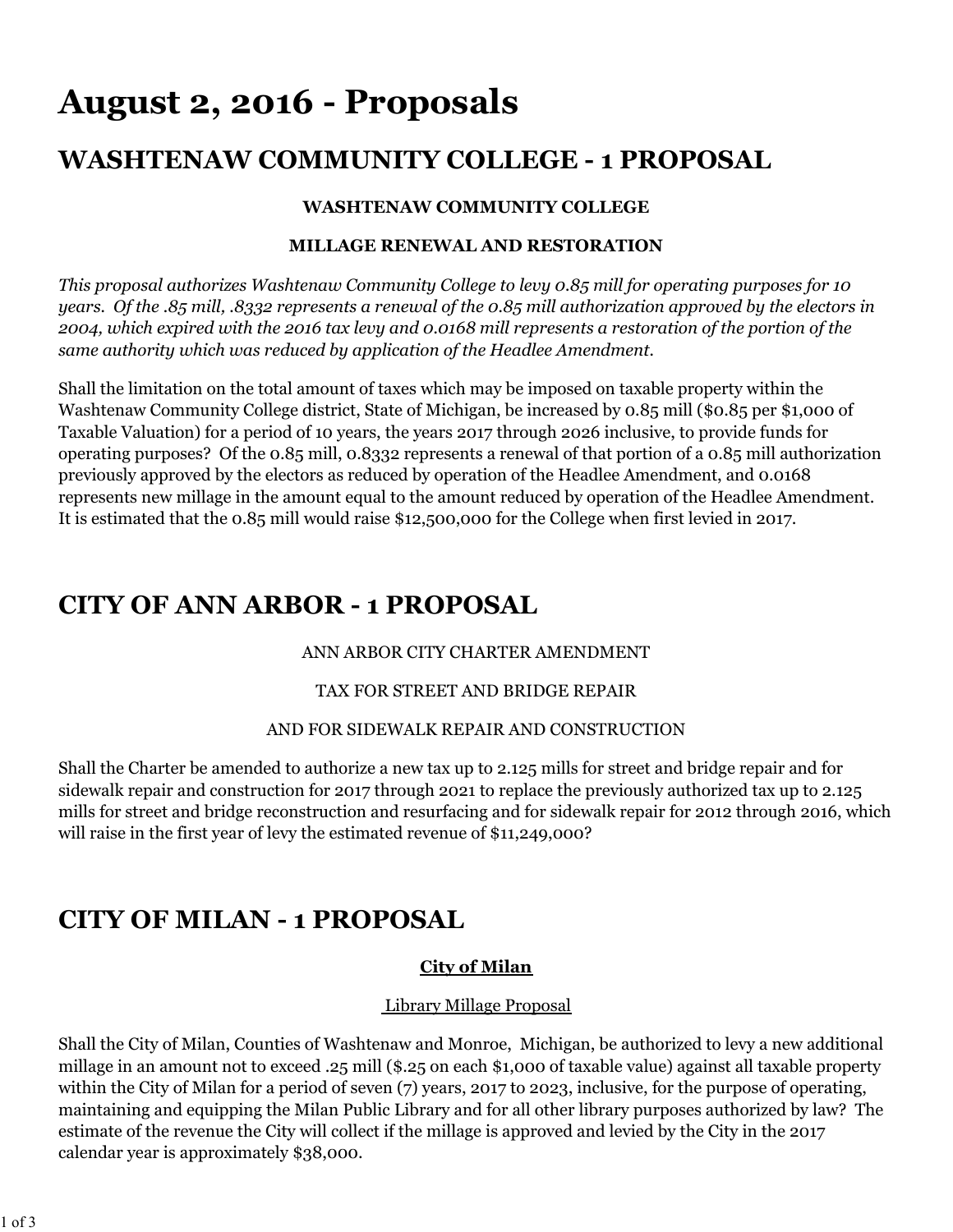# August 2, 2016 - Proposals

## WASHTENAW COMMUNITY COLLEGE - 1 PROPOSAL

**WASHTENAW COMMUNITY COLLEGE**

**MILLAGE RENEWAL AND RESTORATION**

*This proposal authorizes Washtenaw Community College to levy 0.85 mill for operating purposes for 10 years. Of the .85 mill, .8332 represents a renewal of the 0.85 mill authorization approved by the electors in 2004, which expired with the 2016 tax levy and 0.0168 mill represents a restoration of the portion of the same authority which was reduced by application of the Headlee Amendment.*

Shall the limitation on the total amount of taxes which may be imposed on taxable property within the Washtenaw Community College district, State of Michigan, be increased by 0.85 mill ($0.85 per $1,000 of Taxable Valuation) for a period of 10 years, the years 2017 through 2026 inclusive, to provide funds for operating purposes? Of the 0.85 mill, 0.8332 represents a renewal of that portion of a 0.85 mill authorization previously approved by the electors as reduced by operation of the Headlee Amendment, and 0.0168 represents new millage in the amount equal to the amount reduced by operation of the Headlee Amendment. It is estimated that the 0.85 mill would raise $12,500,000 for the College when first levied in 2017.

## CITY OF ANN ARBOR - 1 PROPOSAL

ANN ARBOR CITY CHARTER AMENDMENT

TAX FOR STREET AND BRIDGE REPAIR

AND FOR SIDEWALK REPAIR AND CONSTRUCTION

Shall the Charter be amended to authorize a new tax up to 2.125 mills for street and bridge repair and for sidewalk repair and construction for 2017 through 2021 to replace the previously authorized tax up to 2.125 mills for street and bridge reconstruction and resurfacing and for sidewalk repair for 2012 through 2016, which will raise in the first year of levy the estimated revenue of $11,249,000?

## CITY OF MILAN - 1 PROPOSAL

**City of Milan**

Library Millage Proposal

Shall the City of Milan, Counties of Washtenaw and Monroe, Michigan, be authorized to levy a new additional millage in an amount not to exceed .25 mill ($.25 on each $1,000 of taxable value) against all taxable property within the City of Milan for a period of seven (7) years, 2017 to 2023, inclusive, for the purpose of operating, maintaining and equipping the Milan Public Library and for all other library purposes authorized by law? The estimate of the revenue the City will collect if the millage is approved and levied by the City in the 2017 calendar year is approximately $38,000.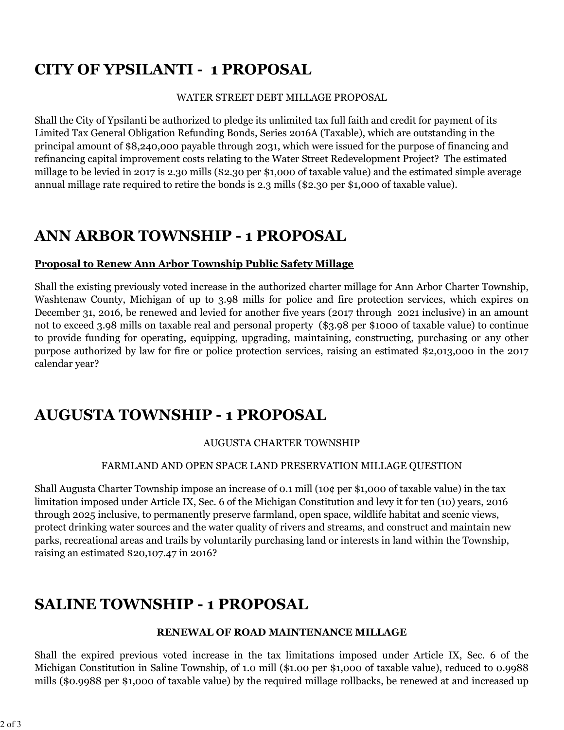# CITY OF YPSILANTI - 1 PROPOSAL

WATER STREET DEBT MILLAGE PROPOSAL

Shall the City of Ypsilanti be authorized to pledge its unlimited tax full faith and credit for payment of its Limited Tax General Obligation Refunding Bonds, Series 2016A (Taxable), which are outstanding in the principal amount of $8,240,000 payable through 2031, which were issued for the purpose of financing and refinancing capital improvement costs relating to the Water Street Redevelopment Project? The estimated millage to be levied in 2017 is 2.30 mills ($2.30 per $1,000 of taxable value) and the estimated simple average annual millage rate required to retire the bonds is 2.3 mills ($2.30 per $1,000 of taxable value).

# ANN ARBOR TOWNSHIP - 1 PROPOSAL

**Proposal to Renew Ann Arbor Township Public Safety Millage**

Shall the existing previously voted increase in the authorized charter millage for Ann Arbor Charter Township, Washtenaw County, Michigan of up to 3.98 mills for police and fire protection services, which expires on December 31, 2016, be renewed and levied for another five years (2017 through 2021 inclusive) in an amount not to exceed 3.98 mills on taxable real and personal property ($3.98 per $1000 of taxable value) to continue to provide funding for operating, equipping, upgrading, maintaining, constructing, purchasing or any other purpose authorized by law for fire or police protection services, raising an estimated $2,013,000 in the 2017 calendar year?

# AUGUSTA TOWNSHIP - 1 PROPOSAL

AUGUSTA CHARTER TOWNSHIP

FARMLAND AND OPEN SPACE LAND PRESERVATION MILLAGE QUESTION

Shall Augusta Charter Township impose an increase of 0.1 mill (10¢ per $1,000 of taxable value) in the tax limitation imposed under Article IX, Sec. 6 of the Michigan Constitution and levy it for ten (10) years, 2016 through 2025 inclusive, to permanently preserve farmland, open space, wildlife habitat and scenic views, protect drinking water sources and the water quality of rivers and streams, and construct and maintain new parks, recreational areas and trails by voluntarily purchasing land or interests in land within the Township, raising an estimated $20,107.47 in 2016?

# SALINE TOWNSHIP - 1 PROPOSAL

**RENEWAL OF ROAD MAINTENANCE MILLAGE**

Shall the expired previous voted increase in the tax limitations imposed under Article IX, Sec. 6 of the Michigan Constitution in Saline Township, of 1.0 mill ($1.00 per $1,000 of taxable value), reduced to 0.9988 mills ($0.9988 per $1,000 of taxable value) by the required millage rollbacks, be renewed at and increased up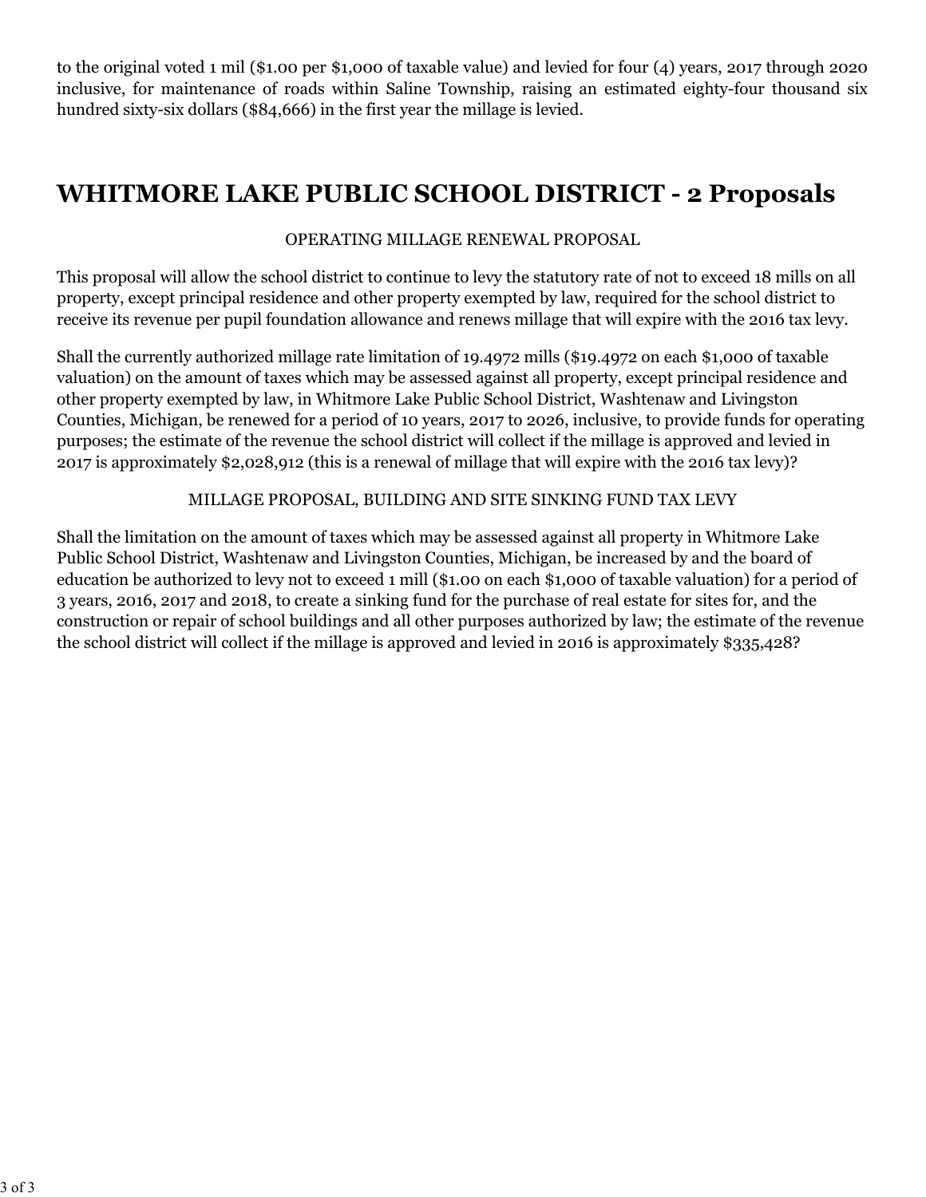to the original voted 1 mil ($1.00 per $1,000 of taxable value) and levied for four (4) years, 2017 through 2020 inclusive, for maintenance of roads within Saline Township, raising an estimated eighty-four thousand six hundred sixty-six dollars ($84,666) in the first year the millage is levied.

# WHITMORE LAKE PUBLIC SCHOOL DISTRICT - 2 Proposals

OPERATING MILLAGE RENEWAL PROPOSAL

This proposal will allow the school district to continue to levy the statutory rate of not to exceed 18 mills on all property, except principal residence and other property exempted by law, required for the school district to receive its revenue per pupil foundation allowance and renews millage that will expire with the 2016 tax levy.

Shall the currently authorized millage rate limitation of 19.4972 mills ($19.4972 on each $1,000 of taxable valuation) on the amount of taxes which may be assessed against all property, except principal residence and other property exempted by law, in Whitmore Lake Public School District, Washtenaw and Livingston Counties, Michigan, be renewed for a period of 10 years, 2017 to 2026, inclusive, to provide funds for operating purposes; the estimate of the revenue the school district will collect if the millage is approved and levied in 2017 is approximately $2,028,912 (this is a renewal of millage that will expire with the 2016 tax levy)?

MILLAGE PROPOSAL, BUILDING AND SITE SINKING FUND TAX LEVY

Shall the limitation on the amount of taxes which may be assessed against all property in Whitmore Lake Public School District, Washtenaw and Livingston Counties, Michigan, be increased by and the board of education be authorized to levy not to exceed 1 mill ($1.00 on each $1,000 of taxable valuation) for a period of 3 years, 2016, 2017 and 2018, to create a sinking fund for the purchase of real estate for sites for, and the construction or repair of school buildings and all other purposes authorized by law; the estimate of the revenue the school district will collect if the millage is approved and levied in 2016 is approximately $335,428?